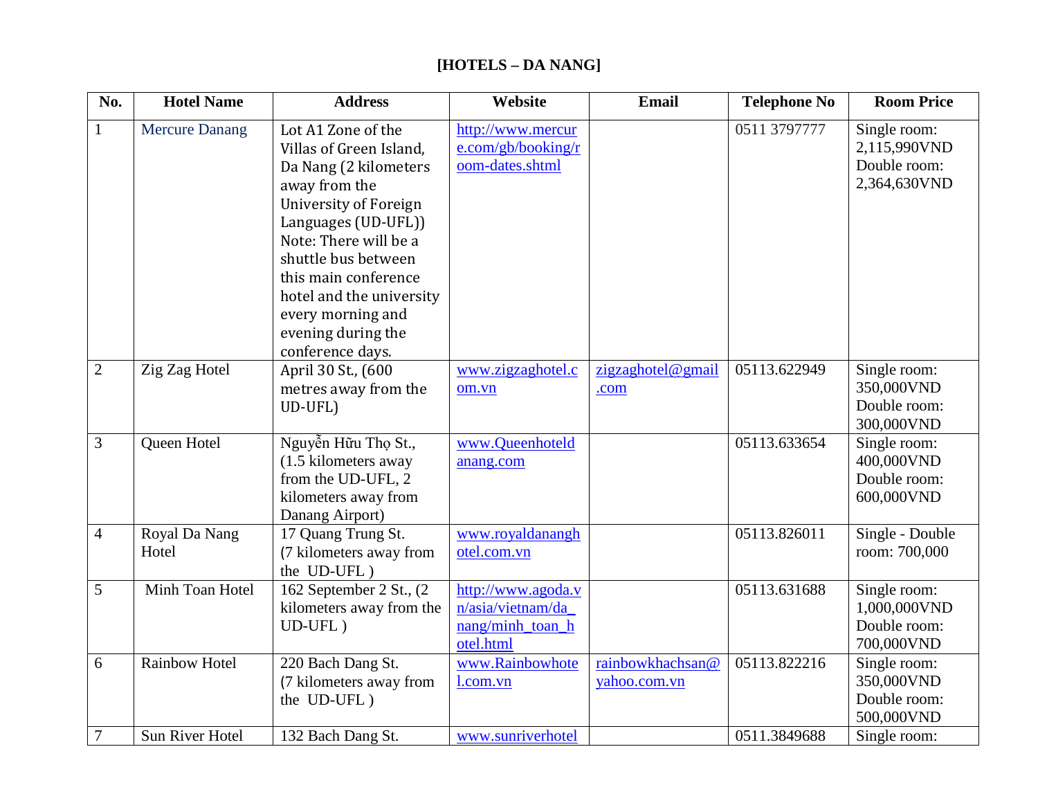**[HOTELS – DA NANG]**

| No. | Hotel Name | Address | Website | Email | Telephone No | Room Price |
|---|---|---|---|---|---|---|
| 1 | Mercure Danang | Lot A1 Zone of the Villas of Green Island, Da Nang (2 kilometers away from the University of Foreign Languages (UD-UFL)) Note: There will be a shuttle bus between this main conference hotel and the university every morning and evening during the conference days. | http://www.mercure.com/gb/booking/room-dates.shtml | | 0511 3797777 | Single room: 2,115,990VND Double room: 2,364,630VND |
| 2 | Zig Zag Hotel | April 30 St., (600 metres away from the UD-UFL) | www.zigzaghotel.com.vn | zigzaghotel@gmail.com | 05113.622949 | Single room: 350,000VND Double room: 300,000VND |
| 3 | Queen Hotel | Nguyễn Hữu Thọ St., (1.5 kilometers away from the UD-UFL, 2 kilometers away from Danang Airport) | www.Queenhoteldanang.com | | 05113.633654 | Single room: 400,000VND Double room: 600,000VND |
| 4 | Royal Da Nang Hotel | 17 Quang Trung St. (7 kilometers away from the UD-UFL ) | www.royaldananghotel.com.vn | | 05113.826011 | Single - Double room: 700,000 |
| 5 | Minh Toan Hotel | 162 September 2 St., (2 kilometers away from the UD-UFL ) | http://www.agoda.vn/asia/vietnam/da_nang/minh_toan_hotel.html | | 05113.631688 | Single room: 1,000,000VND Double room: 700,000VND |
| 6 | Rainbow Hotel | 220 Bach Dang St. (7 kilometers away from the UD-UFL ) | www.Rainbowhotel.com.vn | rainbowkhachsan@yahoo.com.vn | 05113.822216 | Single room: 350,000VND Double room: 500,000VND |
| 7 | Sun River Hotel | 132 Bach Dang St. | www.sunriverhotel | | 0511.3849688 | Single room: |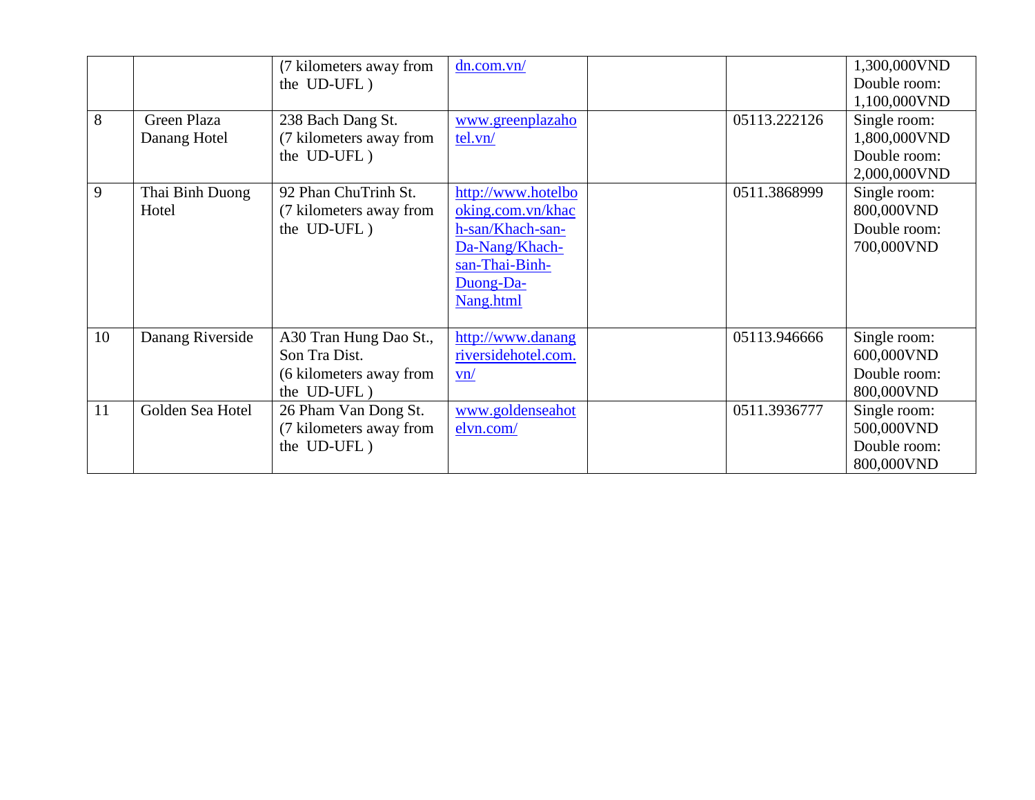| | | | | | | |
|---|---|---|---|---|---|---|
| | | (7 kilometers away from the UD-UFL ) | dn.com.vn/ | | | 1,300,000VND Double room: 1,100,000VND |
| 8 | Green Plaza Danang Hotel | 238 Bach Dang St. (7 kilometers away from the UD-UFL ) | www.greenplazahotel.vn/ | | 05113.222126 | Single room: 1,800,000VND Double room: 2,000,000VND |
| 9 | Thai Binh Duong Hotel | 92 Phan ChuTrinh St. (7 kilometers away from the UD-UFL ) | http://www.hotelboking.com.vn/khach-san/Khach-san-Da-Nang/Khach-san-Thai-Binh-Duong-Da-Nang.html | | 0511.3868999 | Single room: 800,000VND Double room: 700,000VND |
| 10 | Danang Riverside | A30 Tran Hung Dao St., Son Tra Dist. (6 kilometers away from the UD-UFL ) | http://www.danangriversidehotel.com.vn/ | | 05113.946666 | Single room: 600,000VND Double room: 800,000VND |
| 11 | Golden Sea Hotel | 26 Pham Van Dong St. (7 kilometers away from the UD-UFL ) | www.goldenseahotelvn.com/ | | 0511.3936777 | Single room: 500,000VND Double room: 800,000VND |